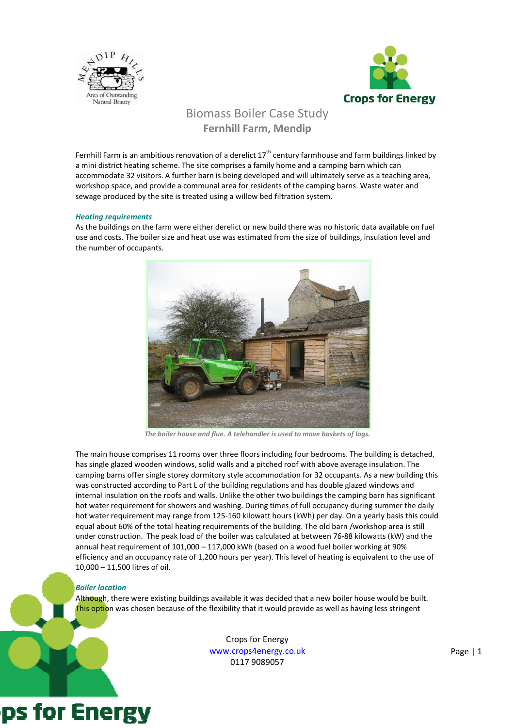# Biomass Boiler Case Study

## Fernhill Farm, Mendip

Fernhill Farm is an ambitious renovation of a derelict 17th century farmhouse and farm buildings linked by a mini district heating scheme. The site comprises a family home and a camping barn which can accommodate 32 visitors. A further barn is being developed and will ultimately serve as a teaching area, workshop space, and provide a communal area for residents of the camping barns. Waste water and sewage produced by the site is treated using a willow bed filtration system.

### *Heating requirements*

As the buildings on the farm were either derelict or new build there was no historic data available on fuel use and costs. The boiler size and heat use was estimated from the size of buildings, insulation level and the number of occupants.

*The boiler house and flue. A telehandler is used to move baskets of logs.*

The main house comprises 11 rooms over three floors including four bedrooms. The building is detached, has single glazed wooden windows, solid walls and a pitched roof with above average insulation. The camping barns offer single storey dormitory style accommodation for 32 occupants. As a new building this was constructed according to Part L of the building regulations and has double glazed windows and internal insulation on the roofs and walls. Unlike the other two buildings the camping barn has significant hot water requirement for showers and washing. During times of full occupancy during summer the daily hot water requirement may range from 125-160 kilowatt hours (kWh) per day. On a yearly basis this could equal about 60% of the total heating requirements of the building. The old barn /workshop area is still under construction. The peak load of the boiler was calculated at between 76-88 kilowatts (kW) and the annual heat requirement of 101,000 – 117,000 kWh (based on a wood fuel boiler working at 90% efficiency and an occupancy rate of 1,200 hours per year). This level of heating is equivalent to the use of 10,000 – 11,500 litres of oil.

### *Boiler location*

Although, there were existing buildings available it was decided that a new boiler house would be built. This option was chosen because of the flexibility that it would provide as well as having less stringent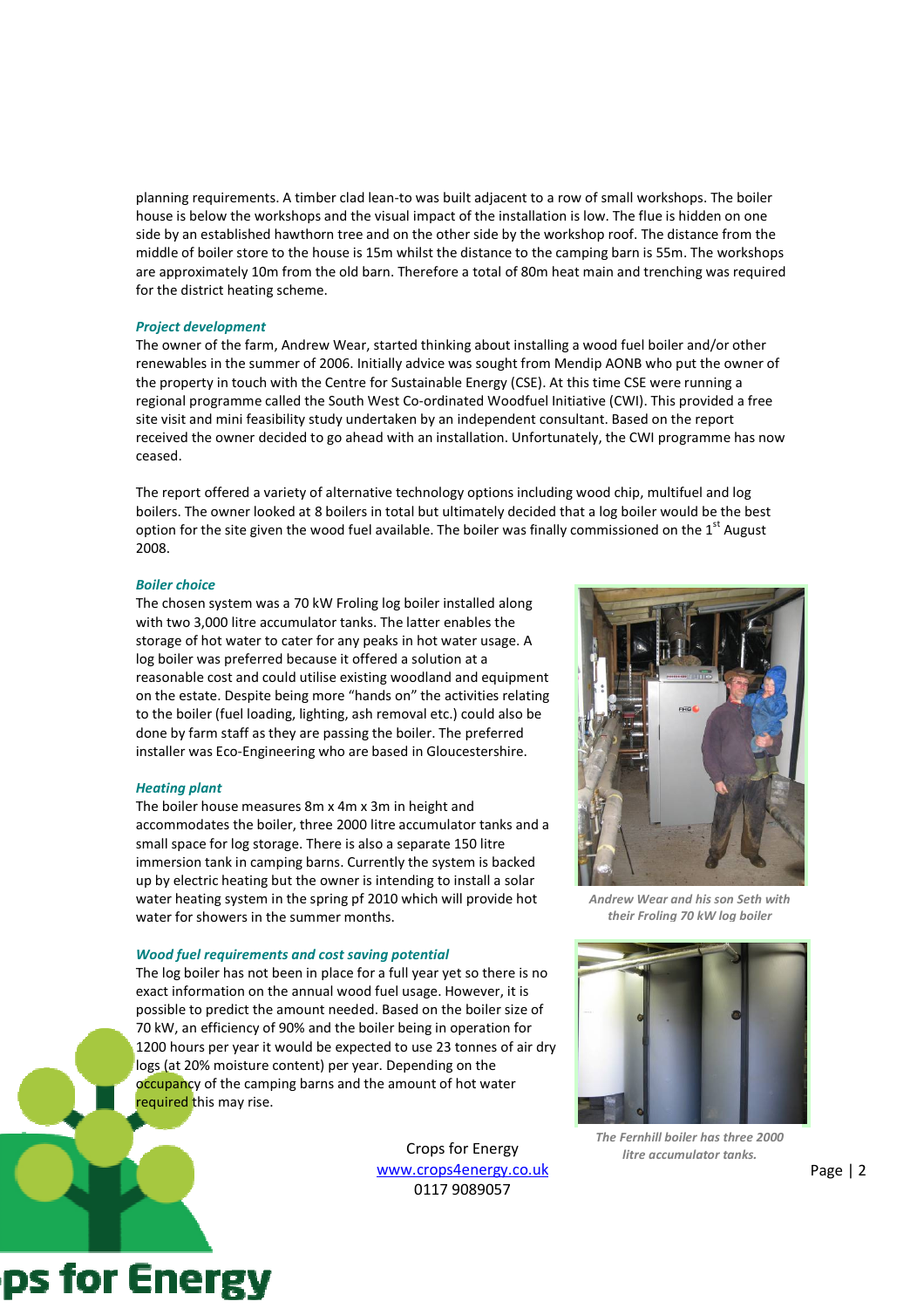planning requirements. A timber clad lean-to was built adjacent to a row of small workshops. The boiler house is below the workshops and the visual impact of the installation is low. The flue is hidden on one side by an established hawthorn tree and on the other side by the workshop roof. The distance from the middle of boiler store to the house is 15m whilst the distance to the camping barn is 55m. The workshops are approximately 10m from the old barn. Therefore a total of 80m heat main and trenching was required for the district heating scheme.

### *Project development*

The owner of the farm, Andrew Wear, started thinking about installing a wood fuel boiler and/or other renewables in the summer of 2006. Initially advice was sought from Mendip AONB who put the owner of the property in touch with the Centre for Sustainable Energy (CSE). At this time CSE were running a regional programme called the South West Co-ordinated Woodfuel Initiative (CWI). This provided a free site visit and mini feasibility study undertaken by an independent consultant. Based on the report received the owner decided to go ahead with an installation. Unfortunately, the CWI programme has now ceased.

The report offered a variety of alternative technology options including wood chip, multifuel and log boilers. The owner looked at 8 boilers in total but ultimately decided that a log boiler would be the best option for the site given the wood fuel available. The boiler was finally commissioned on the 1st August 2008.

### *Boiler choice*

The chosen system was a 70 kW Froling log boiler installed along with two 3,000 litre accumulator tanks. The latter enables the storage of hot water to cater for any peaks in hot water usage. A log boiler was preferred because it offered a solution at a reasonable cost and could utilise existing woodland and equipment on the estate. Despite being more "hands on" the activities relating to the boiler (fuel loading, lighting, ash removal etc.) could also be done by farm staff as they are passing the boiler. The preferred installer was Eco-Engineering who are based in Gloucestershire.

*Andrew Wear and his son Seth with their Froling 70 kW log boiler*

### *Heating plant*

The boiler house measures 8m x 4m x 3m in height and accommodates the boiler, three 2000 litre accumulator tanks and a small space for log storage. There is also a separate 150 litre immersion tank in camping barns. Currently the system is backed up by electric heating but the owner is intending to install a solar water heating system in the spring pf 2010 which will provide hot water for showers in the summer months.

### *Wood fuel requirements and cost saving potential*

The log boiler has not been in place for a full year yet so there is no exact information on the annual wood fuel usage. However, it is possible to predict the amount needed. Based on the boiler size of 70 kW, an efficiency of 90% and the boiler being in operation for 1200 hours per year it would be expected to use 23 tonnes of air dry logs (at 20% moisture content) per year. Depending on the occupancy of the camping barns and the amount of hot water required this may rise.

*The Fernhill boiler has three 2000 litre accumulator tanks.*

Crops for Energy
www.crops4energy.co.uk
0117 9089057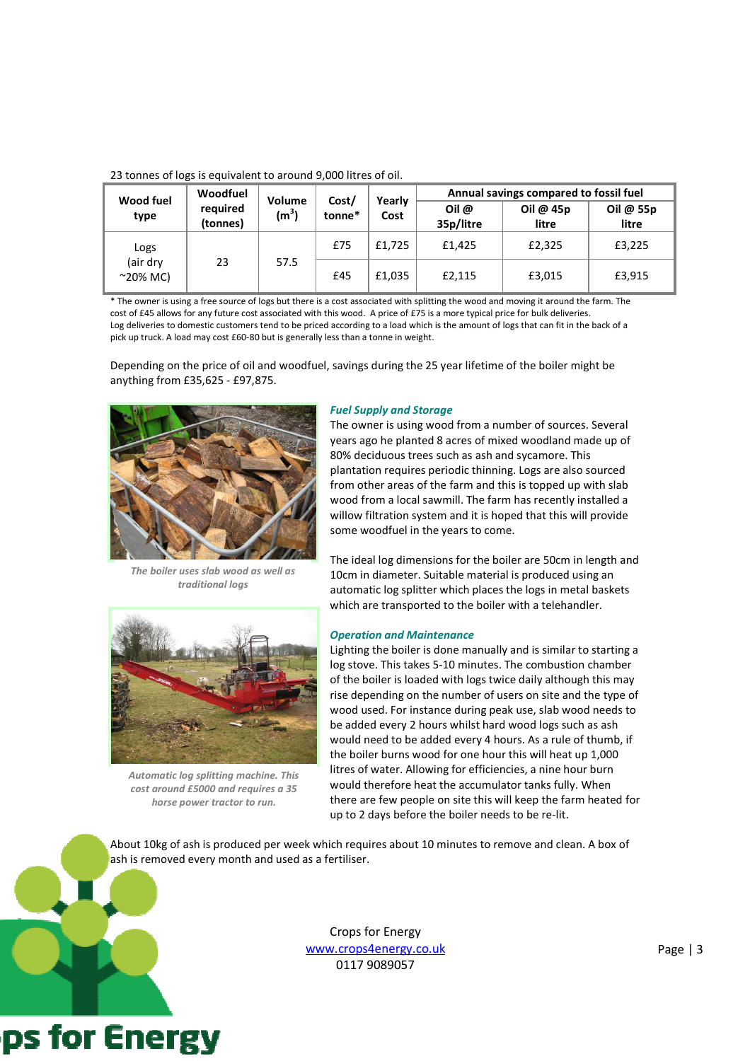23 tonnes of logs is equivalent to around 9,000 litres of oil.

| Wood fuel type | Woodfuel required (tonnes) | Volume ($m^3$) | Cost/ tonne* | Yearly Cost | Annual savings compared to fossil fuel | | |
|---|---|---|---|---|---|---|---|
| | | | | | Oil @ 35p/litre | Oil @ 45p litre | Oil @ 55p litre |
| Logs (air dry ~20% MC) | 23 | 57.5 | £75 | £1,725 | £1,425 | £2,325 | £3,225 |
| | | | £45 | £1,035 | £2,115 | £3,015 | £3,915 |

* The owner is using a free source of logs but there is a cost associated with splitting the wood and moving it around the farm. The cost of £45 allows for any future cost associated with this wood. A price of £75 is a more typical price for bulk deliveries. Log deliveries to domestic customers tend to be priced according to a load which is the amount of logs that can fit in the back of a pick up truck. A load may cost £60-80 but is generally less than a tonne in weight.

Depending on the price of oil and woodfuel, savings during the 25 year lifetime of the boiler might be anything from £35,625 - £97,875.

*The boiler uses slab wood as well as traditional logs*

### *Fuel Supply and Storage*

The owner is using wood from a number of sources. Several years ago he planted 8 acres of mixed woodland made up of 80% deciduous trees such as ash and sycamore. This plantation requires periodic thinning. Logs are also sourced from other areas of the farm and this is topped up with slab wood from a local sawmill. The farm has recently installed a willow filtration system and it is hoped that this will provide some woodfuel in the years to come.

The ideal log dimensions for the boiler are 50cm in length and 10cm in diameter. Suitable material is produced using an automatic log splitter which places the logs in metal baskets which are transported to the boiler with a telehandler.

*Automatic log splitting machine. This cost around £5000 and requires a 35 horse power tractor to run.*

### *Operation and Maintenance*

Lighting the boiler is done manually and is similar to starting a log stove. This takes 5-10 minutes. The combustion chamber of the boiler is loaded with logs twice daily although this may rise depending on the number of users on site and the type of wood used. For instance during peak use, slab wood needs to be added every 2 hours whilst hard wood logs such as ash would need to be added every 4 hours. As a rule of thumb, if the boiler burns wood for one hour this will heat up 1,000 litres of water. Allowing for efficiencies, a nine hour burn would therefore heat the accumulator tanks fully. When there are few people on site this will keep the farm heated for up to 2 days before the boiler needs to be re-lit.

About 10kg of ash is produced per week which requires about 10 minutes to remove and clean. A box of ash is removed every month and used as a fertiliser.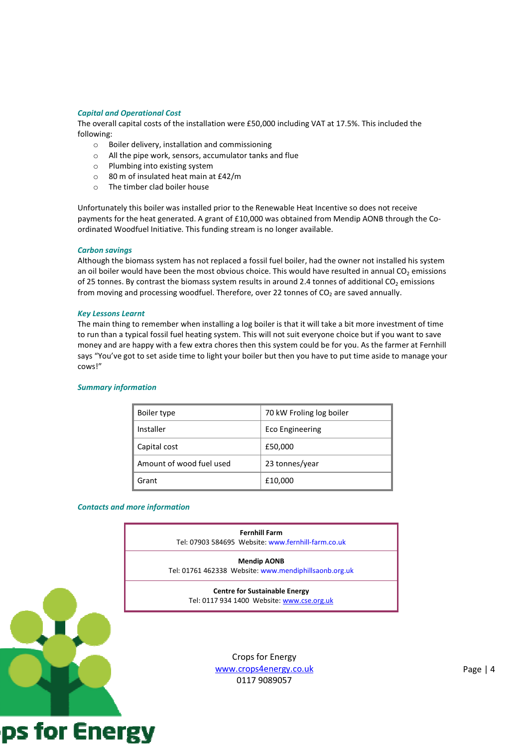### Capital and Operational Cost

The overall capital costs of the installation were £50,000 including VAT at 17.5%. This included the following:

- Boiler delivery, installation and commissioning
- All the pipe work, sensors, accumulator tanks and flue
- Plumbing into existing system
- 80 m of insulated heat main at £42/m
- The timber clad boiler house

Unfortunately this boiler was installed prior to the Renewable Heat Incentive so does not receive payments for the heat generated. A grant of £10,000 was obtained from Mendip AONB through the Co-ordinated Woodfuel Initiative. This funding stream is no longer available.

### Carbon savings

Although the biomass system has not replaced a fossil fuel boiler, had the owner not installed his system an oil boiler would have been the most obvious choice. This would have resulted in annual $CO_2$ emissions of 25 tonnes. By contrast the biomass system results in around 2.4 tonnes of additional $CO_2$ emissions from moving and processing woodfuel. Therefore, over 22 tonnes of $CO_2$ are saved annually.

### Key Lessons Learnt

The main thing to remember when installing a log boiler is that it will take a bit more investment of time to run than a typical fossil fuel heating system. This will not suit everyone choice but if you want to save money and are happy with a few extra chores then this system could be for you. As the farmer at Fernhill says "You've got to set aside time to light your boiler but then you have to put time aside to manage your cows!"

### Summary information

| | |
|---|---|
| Boiler type | 70 kW Froling log boiler |
| Installer | Eco Engineering |
| Capital cost | £50,000 |
| Amount of wood fuel used | 23 tonnes/year |
| Grant | £10,000 |

### Contacts and more information

| |
|---|
| **Fernhill Farm**<br>Tel: 07903 584695 Website: www.fernhill-farm.co.uk |
| **Mendip AONB**<br>Tel: 01761 462338 Website: www.mendiphillsaonb.org.uk |
| **Centre for Sustainable Energy**<br>Tel: 0117 934 1400 Website: www.cse.org.uk |

Crops for Energy
www.crops4energy.co.uk
0117 9089057